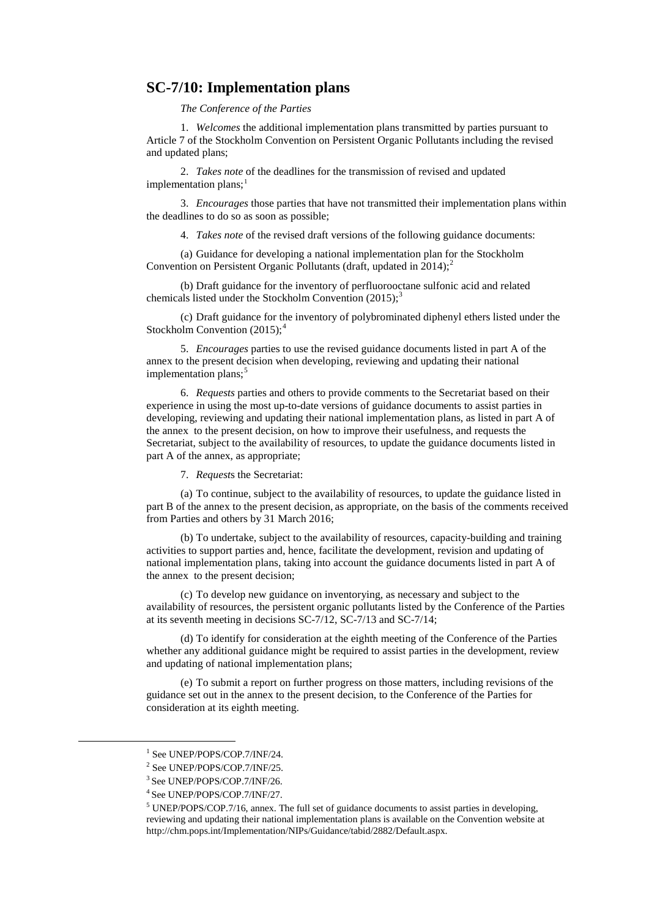## SC-7/10: Implementation plans

*The Conference of the Parties*

1. *Welcomes* the additional implementation plans transmitted by parties pursuant to Article 7 of the Stockholm Convention on Persistent Organic Pollutants including the revised and updated plans;

2. *Takes note* of the deadlines for the transmission of revised and updated implementation plans;[1]

3. *Encourages* those parties that have not transmitted their implementation plans within the deadlines to do so as soon as possible;

4. *Takes note* of the revised draft versions of the following guidance documents:

(a) Guidance for developing a national implementation plan for the Stockholm Convention on Persistent Organic Pollutants (draft, updated in 2014);[2]

(b) Draft guidance for the inventory of perfluorooctane sulfonic acid and related chemicals listed under the Stockholm Convention (2015);[3]

(c) Draft guidance for the inventory of polybrominated diphenyl ethers listed under the Stockholm Convention (2015);[4]

5. *Encourages* parties to use the revised guidance documents listed in part A of the annex to the present decision when developing, reviewing and updating their national implementation plans;[5]

6. *Requests* parties and others to provide comments to the Secretariat based on their experience in using the most up-to-date versions of guidance documents to assist parties in developing, reviewing and updating their national implementation plans, as listed in part A of the annex to the present decision, on how to improve their usefulness, and requests the Secretariat, subject to the availability of resources, to update the guidance documents listed in part A of the annex, as appropriate;

7. *Requests* the Secretariat:

(a) To continue, subject to the availability of resources, to update the guidance listed in part B of the annex to the present decision, as appropriate, on the basis of the comments received from Parties and others by 31 March 2016;

(b) To undertake, subject to the availability of resources, capacity-building and training activities to support parties and, hence, facilitate the development, revision and updating of national implementation plans, taking into account the guidance documents listed in part A of the annex to the present decision;

(c) To develop new guidance on inventorying, as necessary and subject to the availability of resources, the persistent organic pollutants listed by the Conference of the Parties at its seventh meeting in decisions SC-7/12, SC-7/13 and SC-7/14;

(d) To identify for consideration at the eighth meeting of the Conference of the Parties whether any additional guidance might be required to assist parties in the development, review and updating of national implementation plans;

(e) To submit a report on further progress on those matters, including revisions of the guidance set out in the annex to the present decision, to the Conference of the Parties for consideration at its eighth meeting.

---

[1] See UNEP/POPS/COP.7/INF/24.

[2] See UNEP/POPS/COP.7/INF/25.

[3] See UNEP/POPS/COP.7/INF/26.

[4] See UNEP/POPS/COP.7/INF/27.

[5] UNEP/POPS/COP.7/16, annex. The full set of guidance documents to assist parties in developing, reviewing and updating their national implementation plans is available on the Convention website at http://chm.pops.int/Implementation/NIPs/Guidance/tabid/2882/Default.aspx.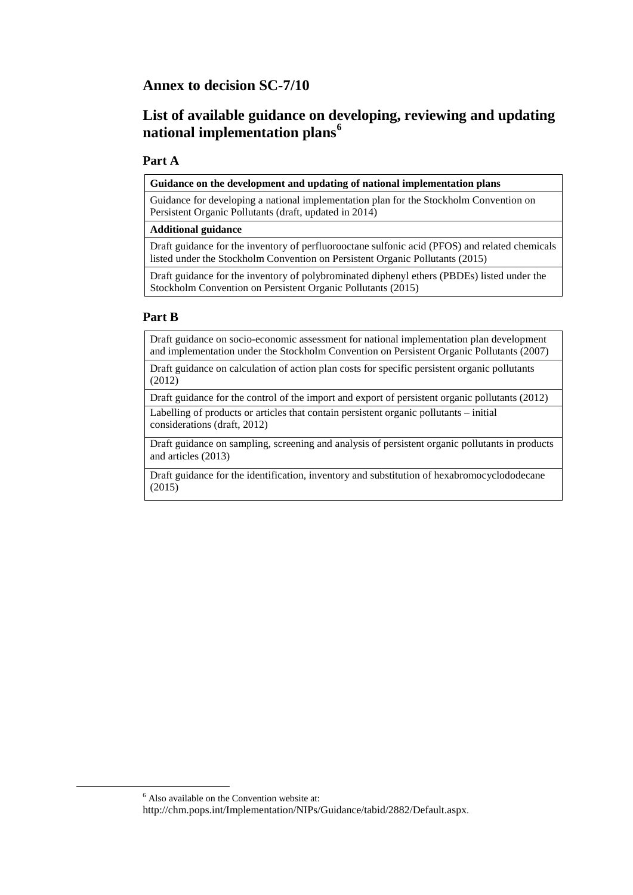## Annex to decision SC-7/10

## List of available guidance on developing, reviewing and updating national implementation plans[6]

### Part A

| |
|---|
| **Guidance on the development and updating of national implementation plans** |
| Guidance for developing a national implementation plan for the Stockholm Convention on Persistent Organic Pollutants (draft, updated in 2014) |
| **Additional guidance** |
| Draft guidance for the inventory of perfluorooctane sulfonic acid (PFOS) and related chemicals listed under the Stockholm Convention on Persistent Organic Pollutants (2015) |
| Draft guidance for the inventory of polybrominated diphenyl ethers (PBDEs) listed under the Stockholm Convention on Persistent Organic Pollutants (2015) |

### Part B

| |
|---|
| Draft guidance on socio-economic assessment for national implementation plan development and implementation under the Stockholm Convention on Persistent Organic Pollutants (2007) |
| Draft guidance on calculation of action plan costs for specific persistent organic pollutants (2012) |
| Draft guidance for the control of the import and export of persistent organic pollutants (2012) |
| Labelling of products or articles that contain persistent organic pollutants – initial considerations (draft, 2012) |
| Draft guidance on sampling, screening and analysis of persistent organic pollutants in products and articles (2013) |
| Draft guidance for the identification, inventory and substitution of hexabromocyclododecane (2015) |

[6] Also available on the Convention website at: http://chm.pops.int/Implementation/NIPs/Guidance/tabid/2882/Default.aspx.